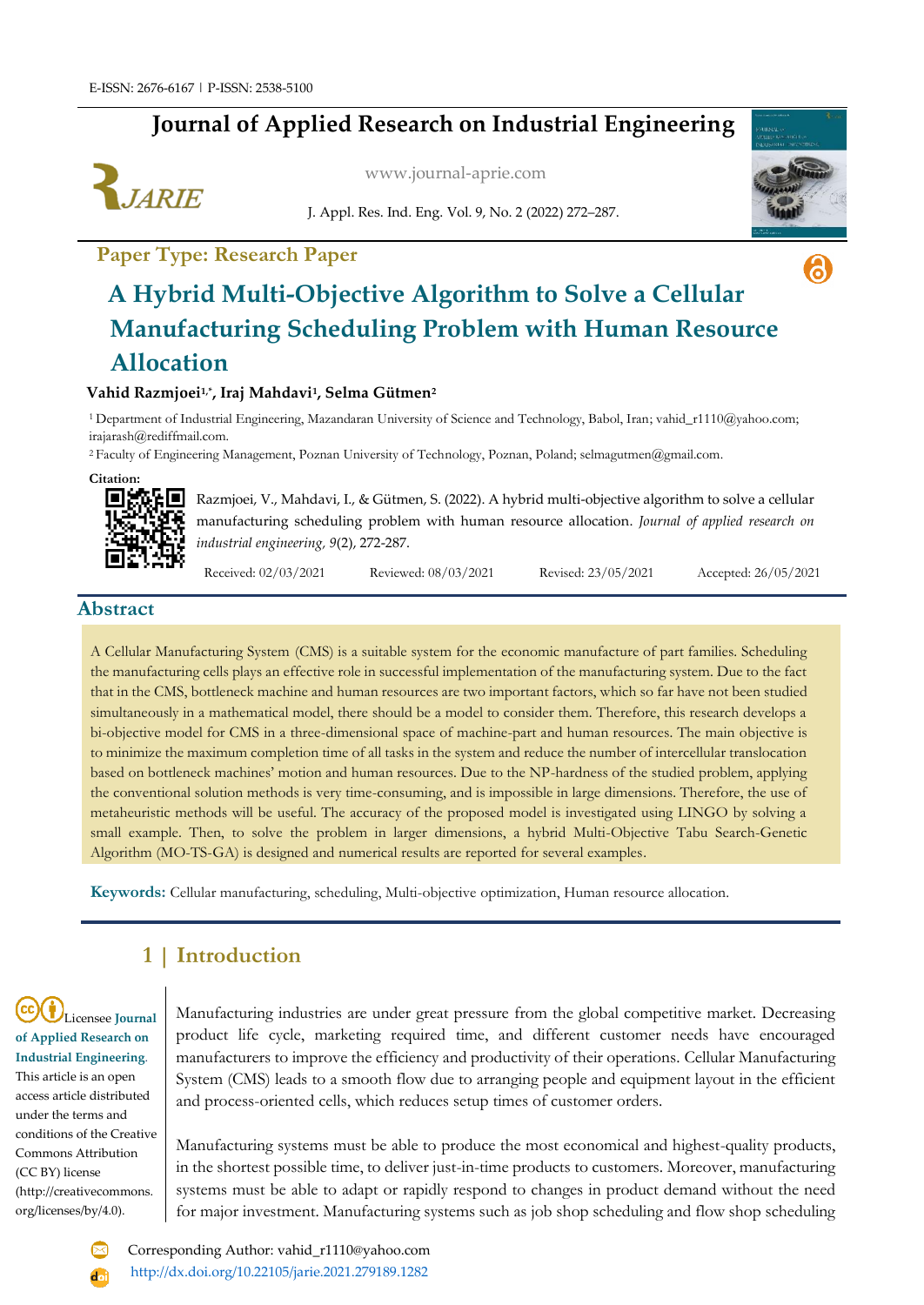E-ISSN: 2676-6167 | P-ISSN: 2538-5100

# Journal of Applied Research on Industrial Engineering

www.journal-aprie.com

J. Appl. Res. Ind. Eng. Vol. 9, No. 2 (2022) 272–287.

**Paper Type: Research Paper**

# A Hybrid Multi-Objective Algorithm to Solve a Cellular Manufacturing Scheduling Problem with Human Resource Allocation

**Vahid Razmjoei[1,*], Iraj Mahdavi[1], Selma Gütmen[2]**

[1] Department of Industrial Engineering, Mazandaran University of Science and Technology, Babol, Iran; vahid_r1110@yahoo.com; irajarash@rediffmail.com.

[2] Faculty of Engineering Management, Poznan University of Technology, Poznan, Poland; selmagutmen@gmail.com.

**Citation:**

Razmjoei, V., Mahdavi, I., & Gütmen, S. (2022). A hybrid multi-objective algorithm to solve a cellular manufacturing scheduling problem with human resource allocation. *Journal of applied research on industrial engineering, 9*(2), 272-287.

Received: 02/03/2021 Reviewed: 08/03/2021 Revised: 23/05/2021 Accepted: 26/05/2021

## Abstract

A Cellular Manufacturing System (CMS) is a suitable system for the economic manufacture of part families. Scheduling the manufacturing cells plays an effective role in successful implementation of the manufacturing system. Due to the fact that in the CMS, bottleneck machine and human resources are two important factors, which so far have not been studied simultaneously in a mathematical model, there should be a model to consider them. Therefore, this research develops a bi-objective model for CMS in a three-dimensional space of machine-part and human resources. The main objective is to minimize the maximum completion time of all tasks in the system and reduce the number of intercellular translocation based on bottleneck machines' motion and human resources. Due to the NP-hardness of the studied problem, applying the conventional solution methods is very time-consuming, and is impossible in large dimensions. Therefore, the use of metaheuristic methods will be useful. The accuracy of the proposed model is investigated using LINGO by solving a small example. Then, to solve the problem in larger dimensions, a hybrid Multi-Objective Tabu Search-Genetic Algorithm (MO-TS-GA) is designed and numerical results are reported for several examples.

**Keywords:** Cellular manufacturing, scheduling, Multi-objective optimization, Human resource allocation.

## 1 | Introduction

Licensee **Journal of Applied Research on Industrial Engineering**. This article is an open access article distributed under the terms and conditions of the Creative Commons Attribution (CC BY) license (http://creativecommons.org/licenses/by/4.0).

Manufacturing industries are under great pressure from the global competitive market. Decreasing product life cycle, marketing required time, and different customer needs have encouraged manufacturers to improve the efficiency and productivity of their operations. Cellular Manufacturing System (CMS) leads to a smooth flow due to arranging people and equipment layout in the efficient and process-oriented cells, which reduces setup times of customer orders.

Manufacturing systems must be able to produce the most economical and highest-quality products, in the shortest possible time, to deliver just-in-time products to customers. Moreover, manufacturing systems must be able to adapt or rapidly respond to changes in product demand without the need for major investment. Manufacturing systems such as job shop scheduling and flow shop scheduling

Corresponding Author: vahid_r1110@yahoo.com

http://dx.doi.org/10.22105/jarie.2021.279189.1282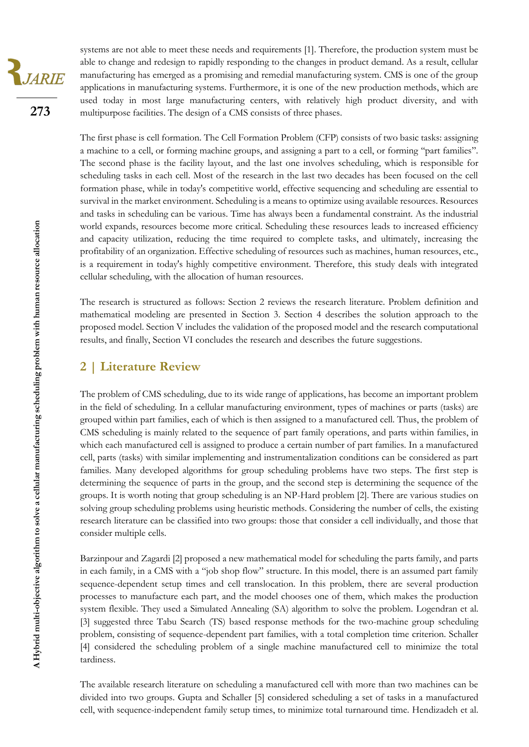systems are not able to meet these needs and requirements [1]. Therefore, the production system must be able to change and redesign to rapidly responding to the changes in product demand. As a result, cellular manufacturing has emerged as a promising and remedial manufacturing system. CMS is one of the group applications in manufacturing systems. Furthermore, it is one of the new production methods, which are used today in most large manufacturing centers, with relatively high product diversity, and with multipurpose facilities. The design of a CMS consists of three phases.

The first phase is cell formation. The Cell Formation Problem (CFP) consists of two basic tasks: assigning a machine to a cell, or forming machine groups, and assigning a part to a cell, or forming "part families". The second phase is the facility layout, and the last one involves scheduling, which is responsible for scheduling tasks in each cell. Most of the research in the last two decades has been focused on the cell formation phase, while in today's competitive world, effective sequencing and scheduling are essential to survival in the market environment. Scheduling is a means to optimize using available resources. Resources and tasks in scheduling can be various. Time has always been a fundamental constraint. As the industrial world expands, resources become more critical. Scheduling these resources leads to increased efficiency and capacity utilization, reducing the time required to complete tasks, and ultimately, increasing the profitability of an organization. Effective scheduling of resources such as machines, human resources, etc., is a requirement in today's highly competitive environment. Therefore, this study deals with integrated cellular scheduling, with the allocation of human resources.

The research is structured as follows: Section 2 reviews the research literature. Problem definition and mathematical modeling are presented in Section 3. Section 4 describes the solution approach to the proposed model. Section V includes the validation of the proposed model and the research computational results, and finally, Section VI concludes the research and describes the future suggestions.

## 2 | Literature Review

The problem of CMS scheduling, due to its wide range of applications, has become an important problem in the field of scheduling. In a cellular manufacturing environment, types of machines or parts (tasks) are grouped within part families, each of which is then assigned to a manufactured cell. Thus, the problem of CMS scheduling is mainly related to the sequence of part family operations, and parts within families, in which each manufactured cell is assigned to produce a certain number of part families. In a manufactured cell, parts (tasks) with similar implementing and instrumentalization conditions can be considered as part families. Many developed algorithms for group scheduling problems have two steps. The first step is determining the sequence of parts in the group, and the second step is determining the sequence of the groups. It is worth noting that group scheduling is an NP-Hard problem [2]. There are various studies on solving group scheduling problems using heuristic methods. Considering the number of cells, the existing research literature can be classified into two groups: those that consider a cell individually, and those that consider multiple cells.

Barzinpour and Zagardi [2] proposed a new mathematical model for scheduling the parts family, and parts in each family, in a CMS with a "job shop flow" structure. In this model, there is an assumed part family sequence-dependent setup times and cell translocation. In this problem, there are several production processes to manufacture each part, and the model chooses one of them, which makes the production system flexible. They used a Simulated Annealing (SA) algorithm to solve the problem. Logendran et al. [3] suggested three Tabu Search (TS) based response methods for the two-machine group scheduling problem, consisting of sequence-dependent part families, with a total completion time criterion. Schaller [4] considered the scheduling problem of a single machine manufactured cell to minimize the total tardiness.

The available research literature on scheduling a manufactured cell with more than two machines can be divided into two groups. Gupta and Schaller [5] considered scheduling a set of tasks in a manufactured cell, with sequence-independent family setup times, to minimize total turnaround time. Hendizadeh et al.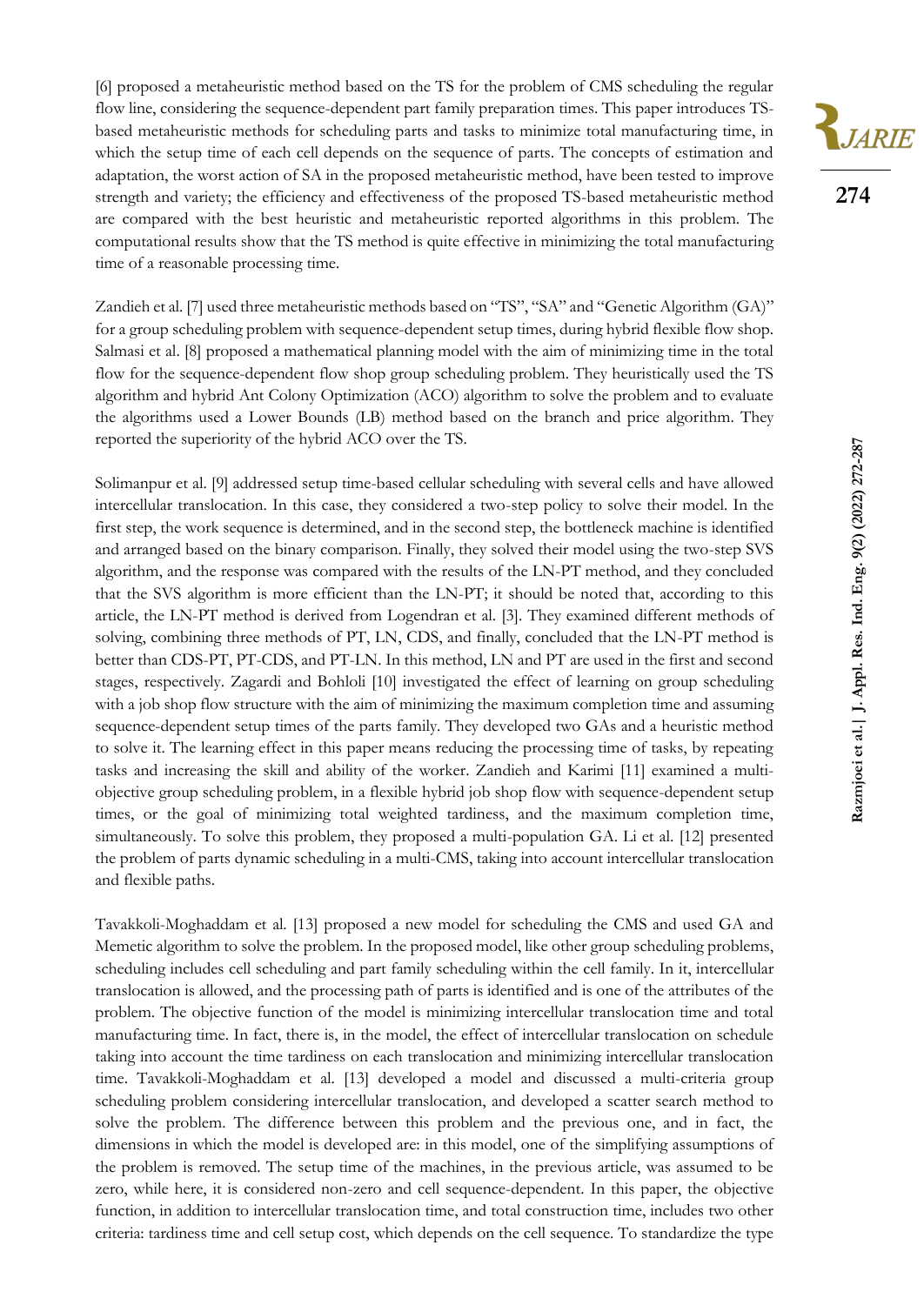[6] proposed a metaheuristic method based on the TS for the problem of CMS scheduling the regular flow line, considering the sequence-dependent part family preparation times. This paper introduces TS-based metaheuristic methods for scheduling parts and tasks to minimize total manufacturing time, in which the setup time of each cell depends on the sequence of parts. The concepts of estimation and adaptation, the worst action of SA in the proposed metaheuristic method, have been tested to improve strength and variety; the efficiency and effectiveness of the proposed TS-based metaheuristic method are compared with the best heuristic and metaheuristic reported algorithms in this problem. The computational results show that the TS method is quite effective in minimizing the total manufacturing time of a reasonable processing time.

Zandieh et al. [7] used three metaheuristic methods based on "TS", "SA" and "Genetic Algorithm (GA)" for a group scheduling problem with sequence-dependent setup times, during hybrid flexible flow shop. Salmasi et al. [8] proposed a mathematical planning model with the aim of minimizing time in the total flow for the sequence-dependent flow shop group scheduling problem. They heuristically used the TS algorithm and hybrid Ant Colony Optimization (ACO) algorithm to solve the problem and to evaluate the algorithms used a Lower Bounds (LB) method based on the branch and price algorithm. They reported the superiority of the hybrid ACO over the TS.

Solimanpur et al. [9] addressed setup time-based cellular scheduling with several cells and have allowed intercellular translocation. In this case, they considered a two-step policy to solve their model. In the first step, the work sequence is determined, and in the second step, the bottleneck machine is identified and arranged based on the binary comparison. Finally, they solved their model using the two-step SVS algorithm, and the response was compared with the results of the LN-PT method, and they concluded that the SVS algorithm is more efficient than the LN-PT; it should be noted that, according to this article, the LN-PT method is derived from Logendran et al. [3]. They examined different methods of solving, combining three methods of PT, LN, CDS, and finally, concluded that the LN-PT method is better than CDS-PT, PT-CDS, and PT-LN. In this method, LN and PT are used in the first and second stages, respectively. Zagardi and Bohloli [10] investigated the effect of learning on group scheduling with a job shop flow structure with the aim of minimizing the maximum completion time and assuming sequence-dependent setup times of the parts family. They developed two GAs and a heuristic method to solve it. The learning effect in this paper means reducing the processing time of tasks, by repeating tasks and increasing the skill and ability of the worker. Zandieh and Karimi [11] examined a multi-objective group scheduling problem, in a flexible hybrid job shop flow with sequence-dependent setup times, or the goal of minimizing total weighted tardiness, and the maximum completion time, simultaneously. To solve this problem, they proposed a multi-population GA. Li et al. [12] presented the problem of parts dynamic scheduling in a multi-CMS, taking into account intercellular translocation and flexible paths.

Tavakkoli-Moghaddam et al. [13] proposed a new model for scheduling the CMS and used GA and Memetic algorithm to solve the problem. In the proposed model, like other group scheduling problems, scheduling includes cell scheduling and part family scheduling within the cell family. In it, intercellular translocation is allowed, and the processing path of parts is identified and is one of the attributes of the problem. The objective function of the model is minimizing intercellular translocation time and total manufacturing time. In fact, there is, in the model, the effect of intercellular translocation on schedule taking into account the time tardiness on each translocation and minimizing intercellular translocation time. Tavakkoli-Moghaddam et al. [13] developed a model and discussed a multi-criteria group scheduling problem considering intercellular translocation, and developed a scatter search method to solve the problem. The difference between this problem and the previous one, and in fact, the dimensions in which the model is developed are: in this model, one of the simplifying assumptions of the problem is removed. The setup time of the machines, in the previous article, was assumed to be zero, while here, it is considered non-zero and cell sequence-dependent. In this paper, the objective function, in addition to intercellular translocation time, and total construction time, includes two other criteria: tardiness time and cell setup cost, which depends on the cell sequence. To standardize the type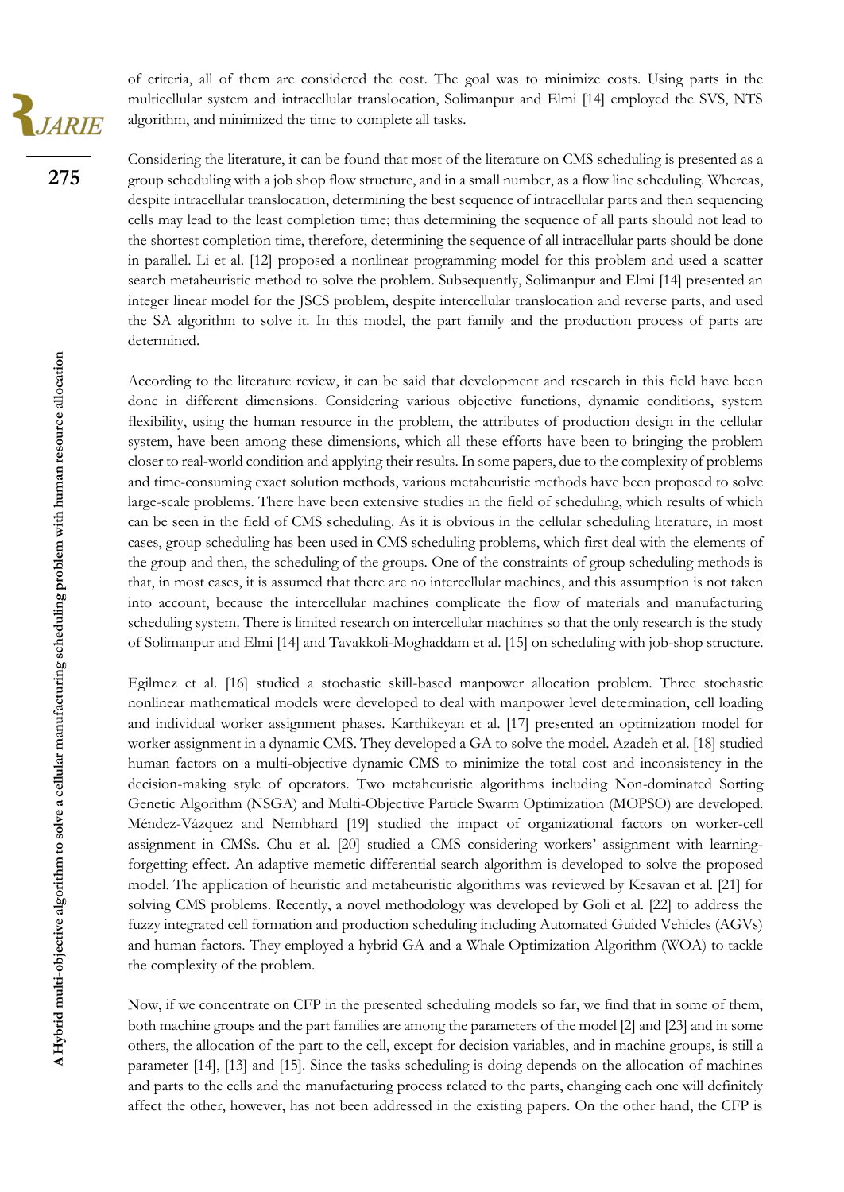of criteria, all of them are considered the cost. The goal was to minimize costs. Using parts in the multicellular system and intracellular translocation, Solimanpur and Elmi [14] employed the SVS, NTS algorithm, and minimized the time to complete all tasks.

Considering the literature, it can be found that most of the literature on CMS scheduling is presented as a group scheduling with a job shop flow structure, and in a small number, as a flow line scheduling. Whereas, despite intracellular translocation, determining the best sequence of intracellular parts and then sequencing cells may lead to the least completion time; thus determining the sequence of all parts should not lead to the shortest completion time, therefore, determining the sequence of all intracellular parts should be done in parallel. Li et al. [12] proposed a nonlinear programming model for this problem and used a scatter search metaheuristic method to solve the problem. Subsequently, Solimanpur and Elmi [14] presented an integer linear model for the JSCS problem, despite intercellular translocation and reverse parts, and used the SA algorithm to solve it. In this model, the part family and the production process of parts are determined.

According to the literature review, it can be said that development and research in this field have been done in different dimensions. Considering various objective functions, dynamic conditions, system flexibility, using the human resource in the problem, the attributes of production design in the cellular system, have been among these dimensions, which all these efforts have been to bringing the problem closer to real-world condition and applying their results. In some papers, due to the complexity of problems and time-consuming exact solution methods, various metaheuristic methods have been proposed to solve large-scale problems. There have been extensive studies in the field of scheduling, which results of which can be seen in the field of CMS scheduling. As it is obvious in the cellular scheduling literature, in most cases, group scheduling has been used in CMS scheduling problems, which first deal with the elements of the group and then, the scheduling of the groups. One of the constraints of group scheduling methods is that, in most cases, it is assumed that there are no intercellular machines, and this assumption is not taken into account, because the intercellular machines complicate the flow of materials and manufacturing scheduling system. There is limited research on intercellular machines so that the only research is the study of Solimanpur and Elmi [14] and Tavakkoli-Moghaddam et al. [15] on scheduling with job-shop structure.

Egilmez et al. [16] studied a stochastic skill-based manpower allocation problem. Three stochastic nonlinear mathematical models were developed to deal with manpower level determination, cell loading and individual worker assignment phases. Karthikeyan et al. [17] presented an optimization model for worker assignment in a dynamic CMS. They developed a GA to solve the model. Azadeh et al. [18] studied human factors on a multi-objective dynamic CMS to minimize the total cost and inconsistency in the decision-making style of operators. Two metaheuristic algorithms including Non-dominated Sorting Genetic Algorithm (NSGA) and Multi-Objective Particle Swarm Optimization (MOPSO) are developed. Méndez-Vázquez and Nembhard [19] studied the impact of organizational factors on worker-cell assignment in CMSs. Chu et al. [20] studied a CMS considering workers' assignment with learning-forgetting effect. An adaptive memetic differential search algorithm is developed to solve the proposed model. The application of heuristic and metaheuristic algorithms was reviewed by Kesavan et al. [21] for solving CMS problems. Recently, a novel methodology was developed by Goli et al. [22] to address the fuzzy integrated cell formation and production scheduling including Automated Guided Vehicles (AGVs) and human factors. They employed a hybrid GA and a Whale Optimization Algorithm (WOA) to tackle the complexity of the problem.

Now, if we concentrate on CFP in the presented scheduling models so far, we find that in some of them, both machine groups and the part families are among the parameters of the model [2] and [23] and in some others, the allocation of the part to the cell, except for decision variables, and in machine groups, is still a parameter [14], [13] and [15]. Since the tasks scheduling is doing depends on the allocation of machines and parts to the cells and the manufacturing process related to the parts, changing each one will definitely affect the other, however, has not been addressed in the existing papers. On the other hand, the CFP is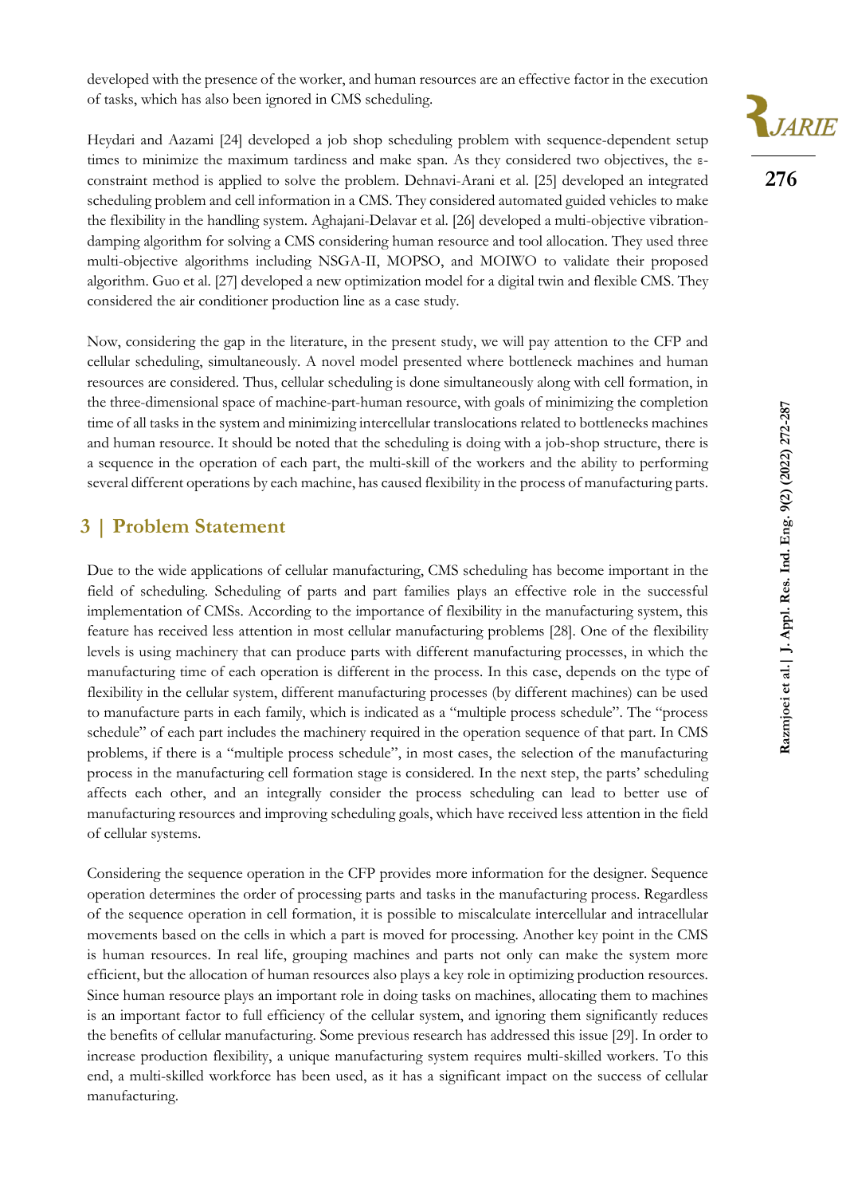developed with the presence of the worker, and human resources are an effective factor in the execution of tasks, which has also been ignored in CMS scheduling.

Heydari and Aazami [24] developed a job shop scheduling problem with sequence-dependent setup times to minimize the maximum tardiness and make span. As they considered two objectives, the ε-constraint method is applied to solve the problem. Dehnavi-Arani et al. [25] developed an integrated scheduling problem and cell information in a CMS. They considered automated guided vehicles to make the flexibility in the handling system. Aghajani-Delavar et al. [26] developed a multi-objective vibration-damping algorithm for solving a CMS considering human resource and tool allocation. They used three multi-objective algorithms including NSGA-II, MOPSO, and MOIWO to validate their proposed algorithm. Guo et al. [27] developed a new optimization model for a digital twin and flexible CMS. They considered the air conditioner production line as a case study.

Now, considering the gap in the literature, in the present study, we will pay attention to the CFP and cellular scheduling, simultaneously. A novel model presented where bottleneck machines and human resources are considered. Thus, cellular scheduling is done simultaneously along with cell formation, in the three-dimensional space of machine-part-human resource, with goals of minimizing the completion time of all tasks in the system and minimizing intercellular translocations related to bottlenecks machines and human resource. It should be noted that the scheduling is doing with a job-shop structure, there is a sequence in the operation of each part, the multi-skill of the workers and the ability to performing several different operations by each machine, has caused flexibility in the process of manufacturing parts.

## 3 | Problem Statement

Due to the wide applications of cellular manufacturing, CMS scheduling has become important in the field of scheduling. Scheduling of parts and part families plays an effective role in the successful implementation of CMSs. According to the importance of flexibility in the manufacturing system, this feature has received less attention in most cellular manufacturing problems [28]. One of the flexibility levels is using machinery that can produce parts with different manufacturing processes, in which the manufacturing time of each operation is different in the process. In this case, depends on the type of flexibility in the cellular system, different manufacturing processes (by different machines) can be used to manufacture parts in each family, which is indicated as a "multiple process schedule". The "process schedule" of each part includes the machinery required in the operation sequence of that part. In CMS problems, if there is a "multiple process schedule", in most cases, the selection of the manufacturing process in the manufacturing cell formation stage is considered. In the next step, the parts' scheduling affects each other, and an integrally consider the process scheduling can lead to better use of manufacturing resources and improving scheduling goals, which have received less attention in the field of cellular systems.

Considering the sequence operation in the CFP provides more information for the designer. Sequence operation determines the order of processing parts and tasks in the manufacturing process. Regardless of the sequence operation in cell formation, it is possible to miscalculate intercellular and intracellular movements based on the cells in which a part is moved for processing. Another key point in the CMS is human resources. In real life, grouping machines and parts not only can make the system more efficient, but the allocation of human resources also plays a key role in optimizing production resources. Since human resource plays an important role in doing tasks on machines, allocating them to machines is an important factor to full efficiency of the cellular system, and ignoring them significantly reduces the benefits of cellular manufacturing. Some previous research has addressed this issue [29]. In order to increase production flexibility, a unique manufacturing system requires multi-skilled workers. To this end, a multi-skilled workforce has been used, as it has a significant impact on the success of cellular manufacturing.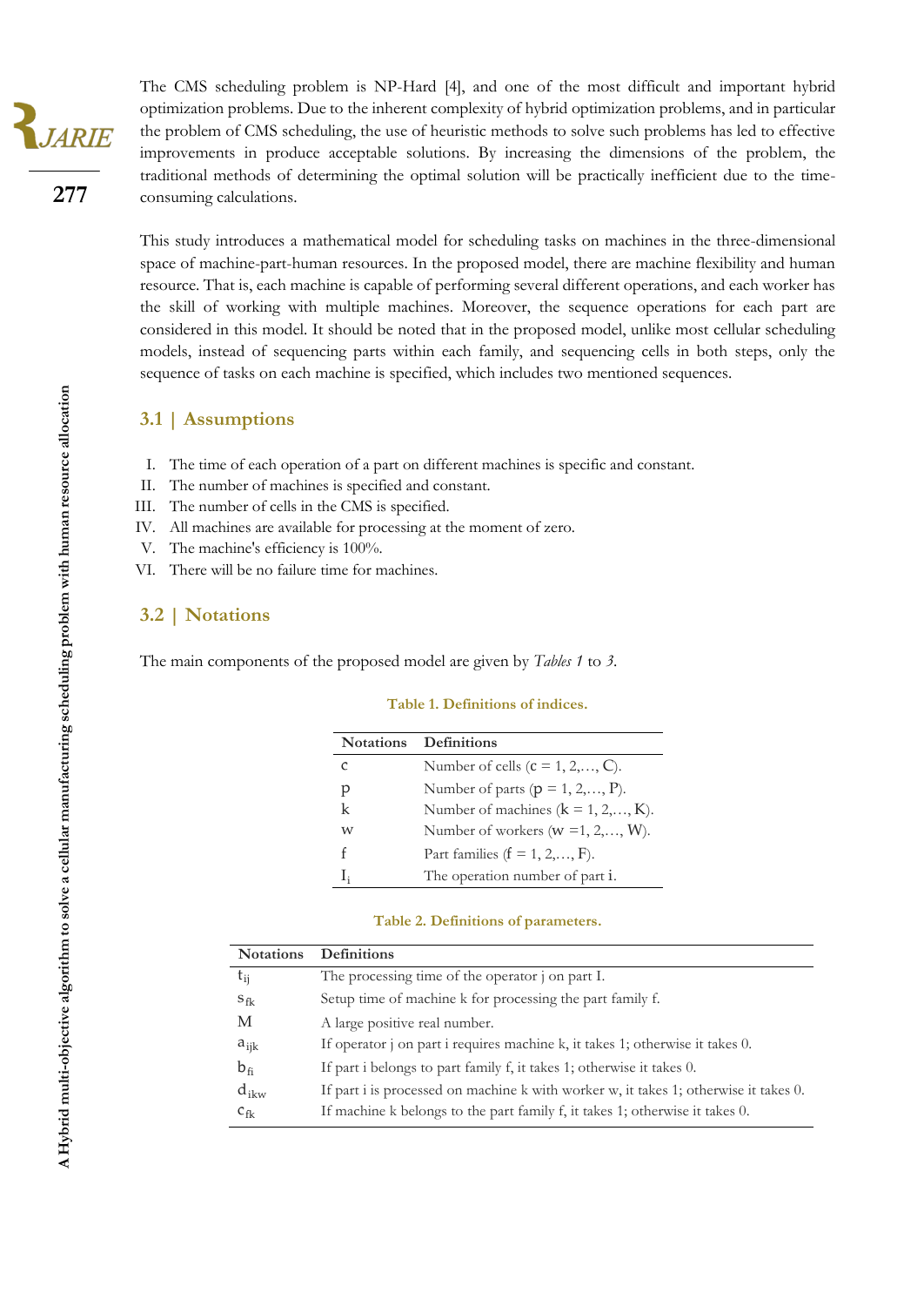The CMS scheduling problem is NP-Hard [4], and one of the most difficult and important hybrid optimization problems. Due to the inherent complexity of hybrid optimization problems, and in particular the problem of CMS scheduling, the use of heuristic methods to solve such problems has led to effective improvements in produce acceptable solutions. By increasing the dimensions of the problem, the traditional methods of determining the optimal solution will be practically inefficient due to the time-consuming calculations.

This study introduces a mathematical model for scheduling tasks on machines in the three-dimensional space of machine-part-human resources. In the proposed model, there are machine flexibility and human resource. That is, each machine is capable of performing several different operations, and each worker has the skill of working with multiple machines. Moreover, the sequence operations for each part are considered in this model. It should be noted that in the proposed model, unlike most cellular scheduling models, instead of sequencing parts within each family, and sequencing cells in both steps, only the sequence of tasks on each machine is specified, which includes two mentioned sequences.

## 3.1 | Assumptions

I. The time of each operation of a part on different machines is specific and constant.
II. The number of machines is specified and constant.
III. The number of cells in the CMS is specified.
IV. All machines are available for processing at the moment of zero.
V. The machine's efficiency is 100%.
VI. There will be no failure time for machines.

## 3.2 | Notations

The main components of the proposed model are given by *Tables 1* to *3*.

**Table 1. Definitions of indices.**

| Notations | Definitions |
|---|---|
| $c$ | Number of cells ($c = 1, 2,\ldots, C$). |
| $p$ | Number of parts ($p = 1, 2,\ldots, P$). |
| $k$ | Number of machines ($k = 1, 2,\ldots, K$). |
| $w$ | Number of workers ($w = 1, 2,\ldots, W$). |
| $f$ | Part families ($f = 1, 2,\ldots, F$). |
| $I_i$ | The operation number of part $i$. |

**Table 2. Definitions of parameters.**

| Notations | Definitions |
|---|---|
| $t_{ij}$ | The processing time of the operator j on part I. |
| $s_{fk}$ | Setup time of machine k for processing the part family f. |
| $M$ | A large positive real number. |
| $a_{ijk}$ | If operator j on part i requires machine k, it takes 1; otherwise it takes 0. |
| $b_{fi}$ | If part i belongs to part family f, it takes 1; otherwise it takes 0. |
| $d_{ikw}$ | If part i is processed on machine k with worker w, it takes 1; otherwise it takes 0. |
| $c_{fk}$ | If machine k belongs to the part family f, it takes 1; otherwise it takes 0. |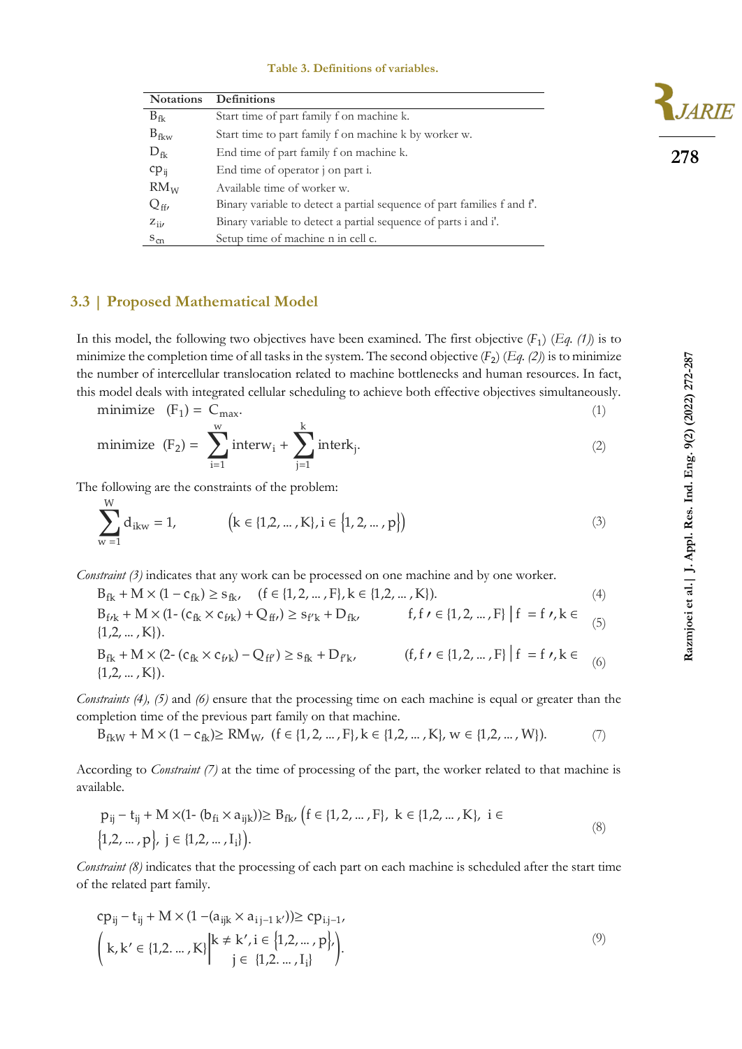**Table 3. Definitions of variables.**

| Notations | Definitions |
|---|---|
| $B_{fk}$ | Start time of part family f on machine k. |
| $B_{fkw}$ | Start time to part family f on machine k by worker w. |
| $D_{fk}$ | End time of part family f on machine k. |
| $cp_{ij}$ | End time of operator j on part i. |
| $RM_W$ | Available time of worker w. |
| $Q_{ff'}$ | Binary variable to detect a partial sequence of part families f and f'. |
| $z_{ii'}$ | Binary variable to detect a partial sequence of parts i and i'. |
| $s_{cn}$ | Setup time of machine n in cell c. |

## 3.3 | Proposed Mathematical Model

In this model, the following two objectives have been examined. The first objective ($F_1$) (*Eq. (1)*) is to minimize the completion time of all tasks in the system. The second objective ($F_2$) (*Eq. (2)*) is to minimize the number of intercellular translocation related to machine bottlenecks and human resources. In fact, this model deals with integrated cellular scheduling to achieve both effective objectives simultaneously.

$$\text{minimize} \quad (F_1) = C_{max}. \tag{1}$$

$$\text{minimize} \quad (F_2) = \sum_{i=1}^{w} \text{interw}_i + \sum_{j=1}^{k} \text{interk}_j. \tag{2}$$

The following are the constraints of the problem:

$$\sum_{w=1}^{W} d_{ikw} = 1, \qquad \left(k \in \{1,2,\dots,K\}, i \in \{1,2,\dots,p\}\right) \tag{3}$$

*Constraint (3)* indicates that any work can be processed on one machine and by one worker.

$$B_{fk} + M \times (1 - c_{fk}) \geq s_{fk}, \quad (f \in \{1,2,\dots,F\}, k \in \{1,2,\dots,K\}). \tag{4}$$

$$B_{f'k} + M \times (1 - (c_{fk} \times c_{f'k}) + Q_{ff'}) \geq s_{f'k} + D_{fk}, \qquad f, f' \in \{1,2,\dots,F\} \,\middle|\, f = f', k \in \{1,2,\dots,K\}). \tag{5}$$

$$B_{fk} + M \times (2 - (c_{fk} \times c_{f'k}) - Q_{ff'}) \geq s_{fk} + D_{f'k}, \qquad (f, f' \in \{1,2,\dots,F\} \,\middle|\, f = f', k \in \{1,2,\dots,K\}). \tag{6}$$

*Constraints (4), (5)* and *(6)* ensure that the processing time on each machine is equal or greater than the completion time of the previous part family on that machine.

$$B_{fkW} + M \times (1 - c_{fk}) \geq RM_W, \quad (f \in \{1,2,\dots,F\}, k \in \{1,2,\dots,K\}, w \in \{1,2,\dots,W\}). \tag{7}$$

According to *Constraint (7)* at the time of processing of the part, the worker related to that machine is available.

$$p_{ij} - t_{ij} + M \times (1 - (b_{fi} \times a_{ijk})) \geq B_{fk}, \left(f \in \{1,2,\dots,F\}, \ k \in \{1,2,\dots,K\}, \ i \in \{1,2,\dots,p\}, \ j \in \{1,2,\dots,I_i\}\right). \tag{8}$$

*Constraint (8)* indicates that the processing of each part on each machine is scheduled after the start time of the related part family.

$$cp_{ij} - t_{ij} + M \times (1 - (a_{ijk} \times a_{i\,j-1\,k'})) \geq cp_{i,j-1}, \left(k, k' \in \{1,2,\dots,K\} \,\middle|\, \begin{matrix} k \neq k', i \in \{1,2,\dots,p\}, \\ j \in \{1,2,\dots,I_i\} \end{matrix}\right). \tag{9}$$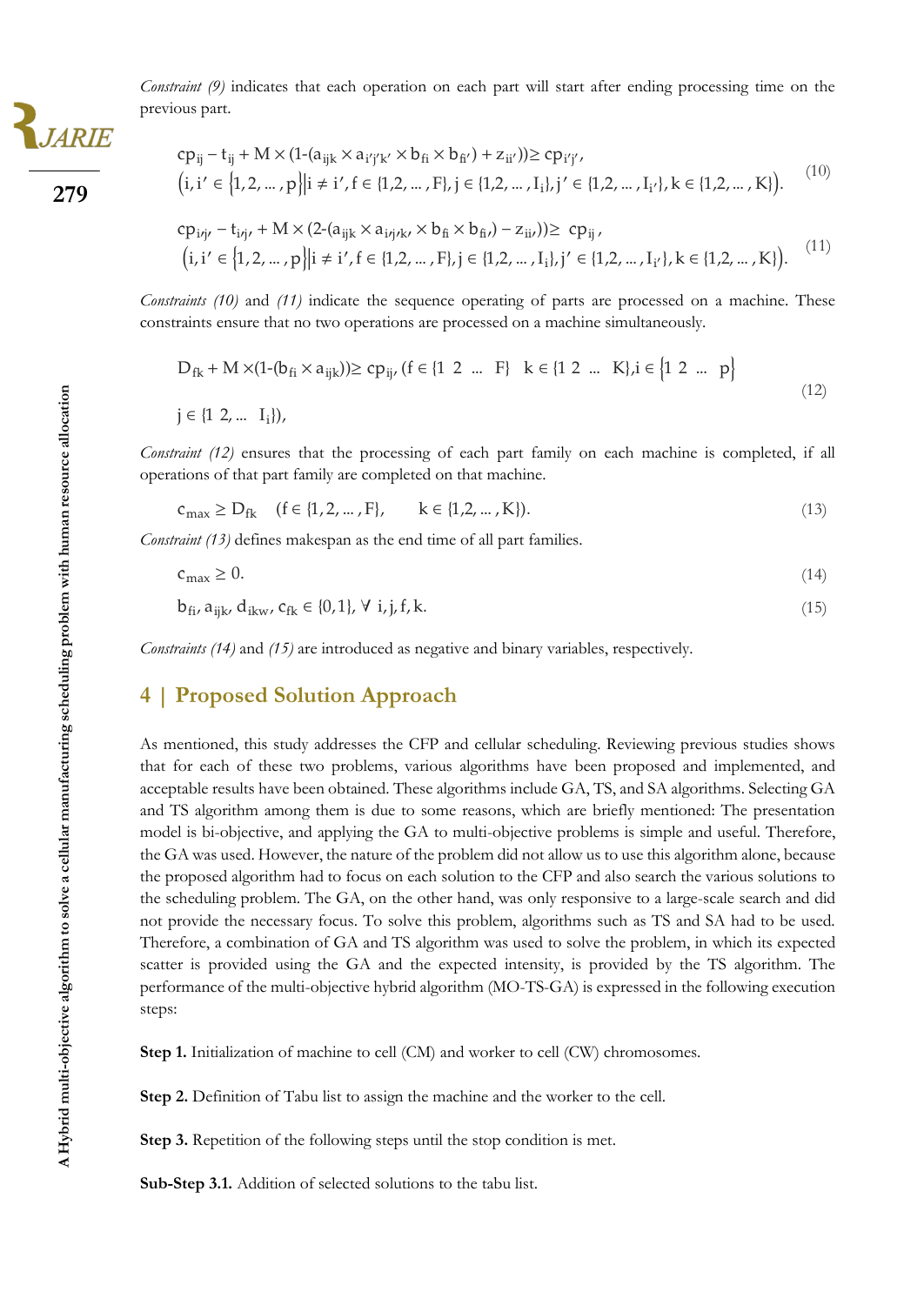*Constraint (9)* indicates that each operation on each part will start after ending processing time on the previous part.

$$
\begin{aligned}
&cp_{ij} - t_{ij} + M \times (1\text{-}(a_{ijk} \times a_{i'j'k'} \times b_{fi} \times b_{fi'}) + z_{ii'})) \geq cp_{i'j'}, \\
&\left(i, i' \in \{1, 2, \dots, p\} \middle| i \neq i', f \in \{1,2, \dots, F\}, j \in \{1,2, \dots, I_i\}, j' \in \{1,2, \dots, I_{i'}\}, k \in \{1,2, \dots, K\}\right).
\end{aligned} \tag{10}
$$

$$
\begin{aligned}
&cp_{i'j'} - t_{i'j'} + M \times (2\text{-}(a_{ijk} \times a_{i'j'k'} \times b_{fi} \times b_{fi'}) - z_{ii'})) \geq cp_{ij}, \\
&\left(i, i' \in \{1, 2, \dots, p\} \middle| i \neq i', f \in \{1,2, \dots, F\}, j \in \{1,2, \dots, I_i\}, j' \in \{1,2, \dots, I_{i'}\}, k \in \{1,2, \dots, K\}\right).
\end{aligned} \tag{11}
$$

*Constraints (10)* and *(11)* indicate the sequence operating of parts are processed on a machine. These constraints ensure that no two operations are processed on a machine simultaneously.

$$
\begin{aligned}
&D_{fk} + M \times (1\text{-}(b_{fi} \times a_{ijk})) \geq cp_{ij}, (f \in \{1\ \ 2\ \ \dots\ \ F\}\ \ k \in \{1\ 2\ \dots\ K\}, i \in \{1\ \ 2\ \ \dots\ \ p\} \\
&j \in \{1\ 2, \dots\ \ I_i\}),
\end{aligned} \tag{12}
$$

*Constraint (12)* ensures that the processing of each part family on each machine is completed, if all operations of that part family are completed on that machine.

$$
c_{max} \geq D_{fk} \quad (f \in \{1,2, \dots, F\}, \qquad k \in \{1,2, \dots, K\}). \tag{13}
$$

*Constraint (13)* defines makespan as the end time of all part families.

$$
c_{max} \geq 0. \tag{14}
$$

$$
b_{fi}, a_{ijk}, d_{ikw}, c_{fk} \in \{0,1\}, \ \forall\ i, j, f, k. \tag{15}
$$

*Constraints (14)* and *(15)* are introduced as negative and binary variables, respectively.

## 4 | Proposed Solution Approach

As mentioned, this study addresses the CFP and cellular scheduling. Reviewing previous studies shows that for each of these two problems, various algorithms have been proposed and implemented, and acceptable results have been obtained. These algorithms include GA, TS, and SA algorithms. Selecting GA and TS algorithm among them is due to some reasons, which are briefly mentioned: The presentation model is bi-objective, and applying the GA to multi-objective problems is simple and useful. Therefore, the GA was used. However, the nature of the problem did not allow us to use this algorithm alone, because the proposed algorithm had to focus on each solution to the CFP and also search the various solutions to the scheduling problem. The GA, on the other hand, was only responsive to a large-scale search and did not provide the necessary focus. To solve this problem, algorithms such as TS and SA had to be used. Therefore, a combination of GA and TS algorithm was used to solve the problem, in which its expected scatter is provided using the GA and the expected intensity, is provided by the TS algorithm. The performance of the multi-objective hybrid algorithm (MO-TS-GA) is expressed in the following execution steps:

**Step 1.** Initialization of machine to cell (CM) and worker to cell (CW) chromosomes.

**Step 2.** Definition of Tabu list to assign the machine and the worker to the cell.

**Step 3.** Repetition of the following steps until the stop condition is met.

**Sub-Step 3.1.** Addition of selected solutions to the tabu list.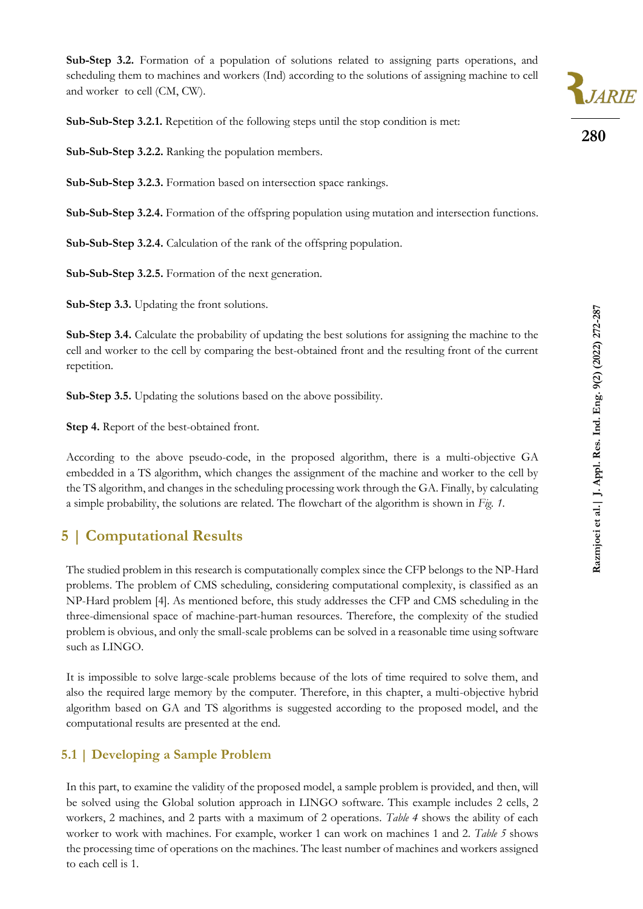**Sub-Step 3.2.** Formation of a population of solutions related to assigning parts operations, and scheduling them to machines and workers (Ind) according to the solutions of assigning machine to cell and worker to cell (CM, CW).

**Sub-Sub-Step 3.2.1.** Repetition of the following steps until the stop condition is met:

**Sub-Sub-Step 3.2.2.** Ranking the population members.

**Sub-Sub-Step 3.2.3.** Formation based on intersection space rankings.

**Sub-Sub-Step 3.2.4.** Formation of the offspring population using mutation and intersection functions.

**Sub-Sub-Step 3.2.4.** Calculation of the rank of the offspring population.

**Sub-Sub-Step 3.2.5.** Formation of the next generation.

**Sub-Step 3.3.** Updating the front solutions.

**Sub-Step 3.4.** Calculate the probability of updating the best solutions for assigning the machine to the cell and worker to the cell by comparing the best-obtained front and the resulting front of the current repetition.

**Sub-Step 3.5.** Updating the solutions based on the above possibility.

**Step 4.** Report of the best-obtained front.

According to the above pseudo-code, in the proposed algorithm, there is a multi-objective GA embedded in a TS algorithm, which changes the assignment of the machine and worker to the cell by the TS algorithm, and changes in the scheduling processing work through the GA. Finally, by calculating a simple probability, the solutions are related. The flowchart of the algorithm is shown in *Fig. 1*.

## 5 | Computational Results

The studied problem in this research is computationally complex since the CFP belongs to the NP-Hard problems. The problem of CMS scheduling, considering computational complexity, is classified as an NP-Hard problem [4]. As mentioned before, this study addresses the CFP and CMS scheduling in the three-dimensional space of machine-part-human resources. Therefore, the complexity of the studied problem is obvious, and only the small-scale problems can be solved in a reasonable time using software such as LINGO.

It is impossible to solve large-scale problems because of the lots of time required to solve them, and also the required large memory by the computer. Therefore, in this chapter, a multi-objective hybrid algorithm based on GA and TS algorithms is suggested according to the proposed model, and the computational results are presented at the end.

### 5.1 | Developing a Sample Problem

In this part, to examine the validity of the proposed model, a sample problem is provided, and then, will be solved using the Global solution approach in LINGO software. This example includes 2 cells, 2 workers, 2 machines, and 2 parts with a maximum of 2 operations. *Table 4* shows the ability of each worker to work with machines. For example, worker 1 can work on machines 1 and 2. *Table 5* shows the processing time of operations on the machines. The least number of machines and workers assigned to each cell is 1.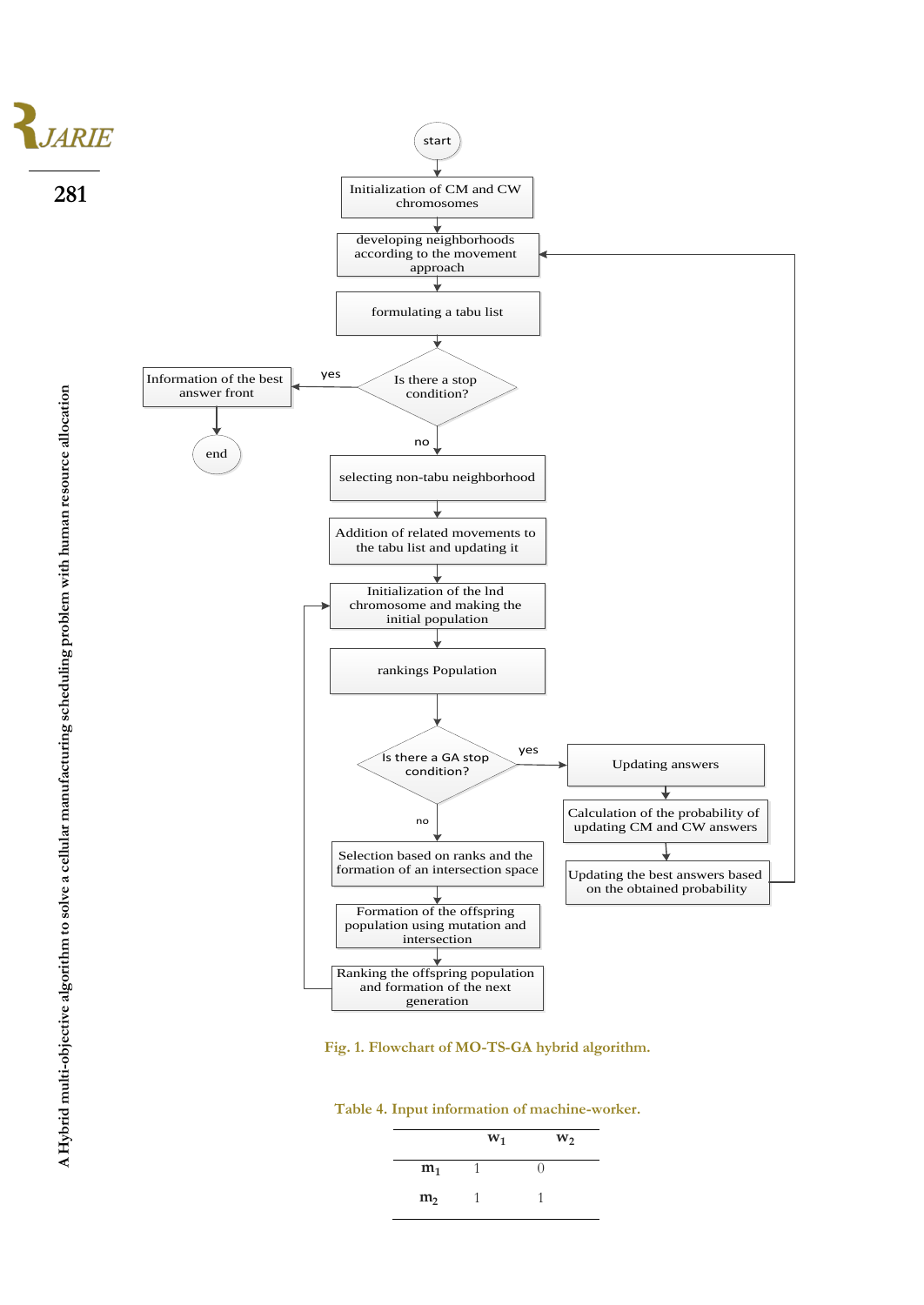Fig. 1. Flowchart of MO-TS-GA hybrid algorithm.

Table 4. Input information of machine-worker.

| | $w_1$ | $w_2$ |
|---|---|---|
| $m_1$ | 1 | 0 |
| $m_2$ | 1 | 1 |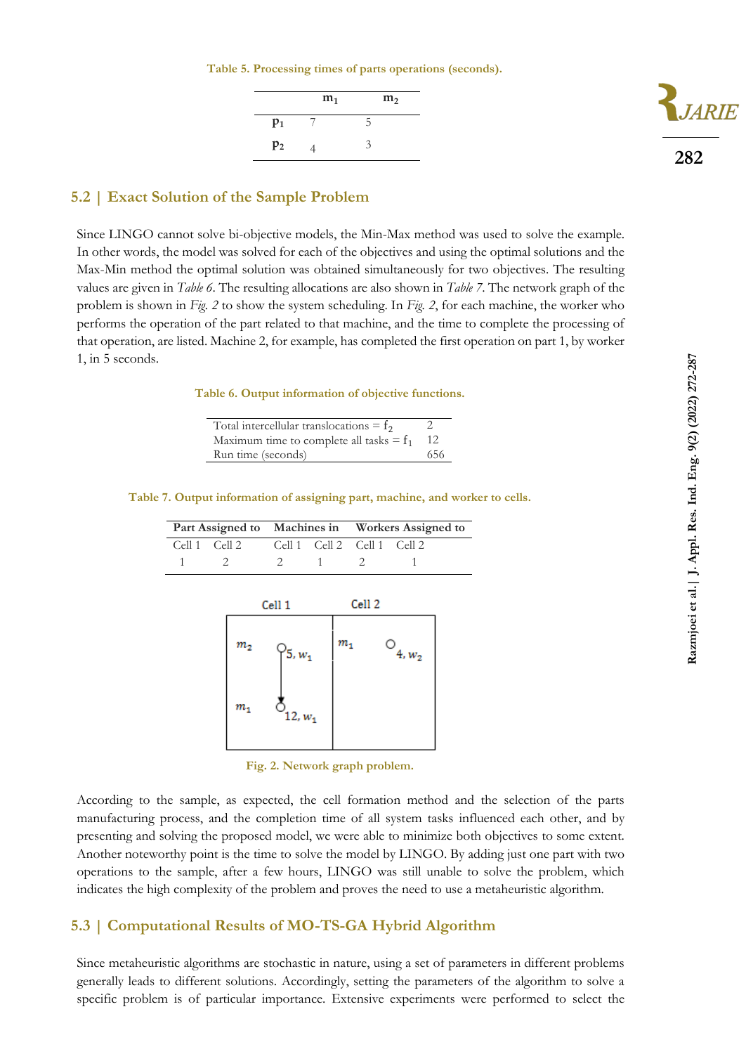Table 5. Processing times of parts operations (seconds).

|  | $m_1$ | $m_2$ |
|---|---|---|
| $p_1$ | 7 | 5 |
| $p_2$ | 4 | 3 |

## 5.2 | Exact Solution of the Sample Problem

Since LINGO cannot solve bi-objective models, the Min-Max method was used to solve the example. In other words, the model was solved for each of the objectives and using the optimal solutions and the Max-Min method the optimal solution was obtained simultaneously for two objectives. The resulting values are given in *Table 6*. The resulting allocations are also shown in *Table 7*. The network graph of the problem is shown in *Fig. 2* to show the system scheduling. In *Fig. 2*, for each machine, the worker who performs the operation of the part related to that machine, and the time to complete the processing of that operation, are listed. Machine 2, for example, has completed the first operation on part 1, by worker 1, in 5 seconds.

Table 6. Output information of objective functions.

|  |  |
|---|---|
| Total intercellular translocations = $f_2$ | 2 |
| Maximum time to complete all tasks = $f_1$ | 12 |
| Run time (seconds) | 656 |

Table 7. Output information of assigning part, machine, and worker to cells.

| Part Assigned to | | Machines in | | Workers Assigned to | |
|---|---|---|---|---|---|
| Cell 1 | Cell 2 | Cell 1 | Cell 2 | Cell 1 | Cell 2 |
| 1 | 2 | 2 | 1 | 2 | 1 |

Fig. 2. Network graph problem.

According to the sample, as expected, the cell formation method and the selection of the parts manufacturing process, and the completion time of all system tasks influenced each other, and by presenting and solving the proposed model, we were able to minimize both objectives to some extent. Another noteworthy point is the time to solve the model by LINGO. By adding just one part with two operations to the sample, after a few hours, LINGO was still unable to solve the problem, which indicates the high complexity of the problem and proves the need to use a metaheuristic algorithm.

## 5.3 | Computational Results of MO-TS-GA Hybrid Algorithm

Since metaheuristic algorithms are stochastic in nature, using a set of parameters in different problems generally leads to different solutions. Accordingly, setting the parameters of the algorithm to solve a specific problem is of particular importance. Extensive experiments were performed to select the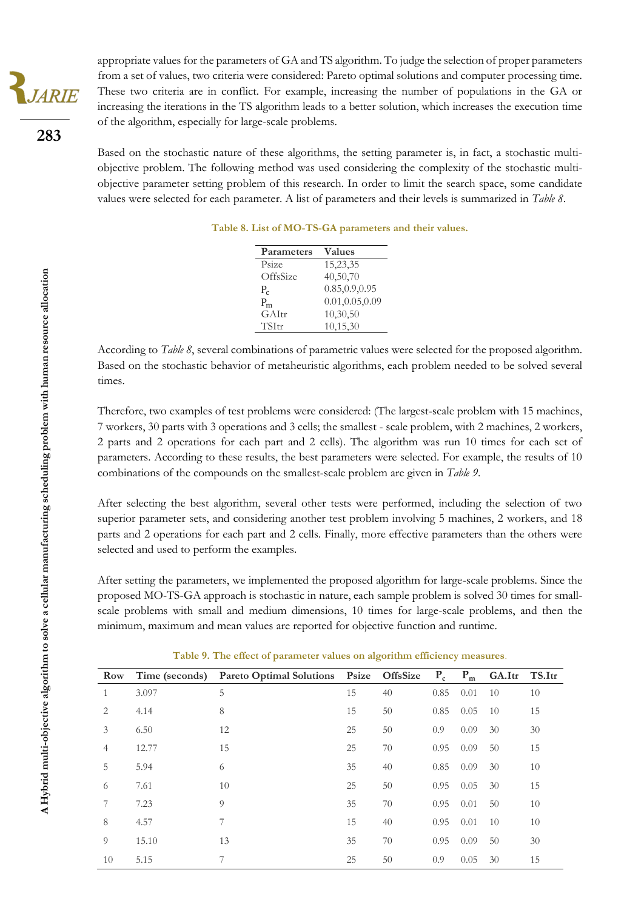appropriate values for the parameters of GA and TS algorithm. To judge the selection of proper parameters from a set of values, two criteria were considered: Pareto optimal solutions and computer processing time. These two criteria are in conflict. For example, increasing the number of populations in the GA or increasing the iterations in the TS algorithm leads to a better solution, which increases the execution time of the algorithm, especially for large-scale problems.

Based on the stochastic nature of these algorithms, the setting parameter is, in fact, a stochastic multi-objective problem. The following method was used considering the complexity of the stochastic multi-objective parameter setting problem of this research. In order to limit the search space, some candidate values were selected for each parameter. A list of parameters and their levels is summarized in *Table 8*.

**Table 8. List of MO-TS-GA parameters and their values.**

| Parameters | Values |
|---|---|
| Psize | 15,23,35 |
| OffsSize | 40,50,70 |
| $P_c$ | 0.85,0.9,0.95 |
| $P_m$ | 0.01,0.05,0.09 |
| GAItr | 10,30,50 |
| TSItr | 10,15,30 |

According to *Table 8*, several combinations of parametric values were selected for the proposed algorithm. Based on the stochastic behavior of metaheuristic algorithms, each problem needed to be solved several times.

Therefore, two examples of test problems were considered: (The largest-scale problem with 15 machines, 7 workers, 30 parts with 3 operations and 3 cells; the smallest - scale problem, with 2 machines, 2 workers, 2 parts and 2 operations for each part and 2 cells). The algorithm was run 10 times for each set of parameters. According to these results, the best parameters were selected. For example, the results of 10 combinations of the compounds on the smallest-scale problem are given in *Table 9*.

After selecting the best algorithm, several other tests were performed, including the selection of two superior parameter sets, and considering another test problem involving 5 machines, 2 workers, and 18 parts and 2 operations for each part and 2 cells. Finally, more effective parameters than the others were selected and used to perform the examples.

After setting the parameters, we implemented the proposed algorithm for large-scale problems. Since the proposed MO-TS-GA approach is stochastic in nature, each sample problem is solved 30 times for small-scale problems with small and medium dimensions, 10 times for large-scale problems, and then the minimum, maximum and mean values are reported for objective function and runtime.

**Table 9. The effect of parameter values on algorithm efficiency measures.**

| Row | Time (seconds) | Pareto Optimal Solutions | Psize | OffsSize | $P_c$ | $P_m$ | GA.Itr | TS.Itr |
|---|---|---|---|---|---|---|---|---|
| 1 | 3.097 | 5 | 15 | 40 | 0.85 | 0.01 | 10 | 10 |
| 2 | 4.14 | 8 | 15 | 50 | 0.85 | 0.05 | 10 | 15 |
| 3 | 6.50 | 12 | 25 | 50 | 0.9 | 0.09 | 30 | 30 |
| 4 | 12.77 | 15 | 25 | 70 | 0.95 | 0.09 | 50 | 15 |
| 5 | 5.94 | 6 | 35 | 40 | 0.85 | 0.09 | 30 | 10 |
| 6 | 7.61 | 10 | 25 | 50 | 0.95 | 0.05 | 30 | 15 |
| 7 | 7.23 | 9 | 35 | 70 | 0.95 | 0.01 | 50 | 10 |
| 8 | 4.57 | 7 | 15 | 40 | 0.95 | 0.01 | 10 | 10 |
| 9 | 15.10 | 13 | 35 | 70 | 0.95 | 0.09 | 50 | 30 |
| 10 | 5.15 | 7 | 25 | 50 | 0.9 | 0.05 | 30 | 15 |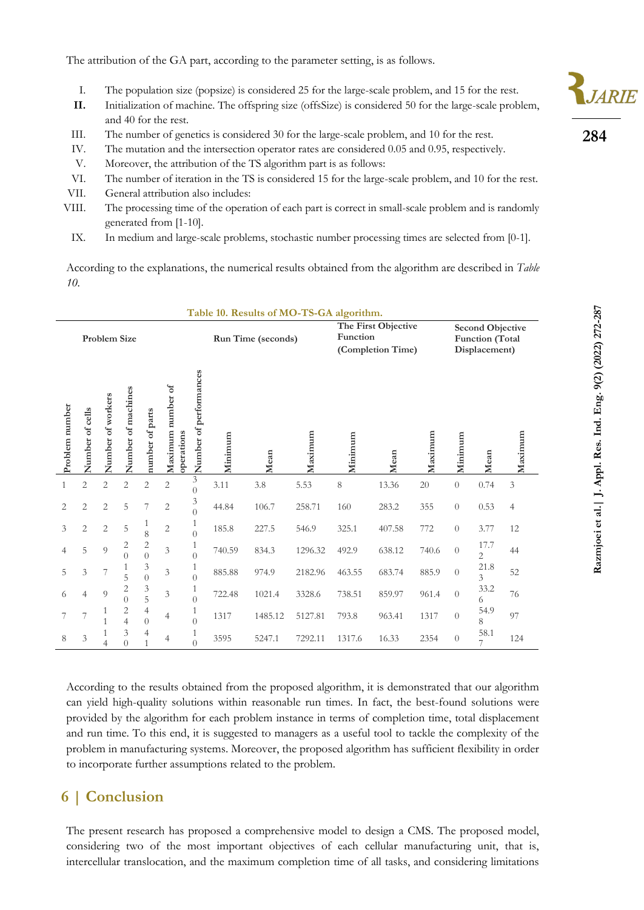The attribution of the GA part, according to the parameter setting, is as follows.

I. The population size (popsize) is considered 25 for the large-scale problem, and 15 for the rest.

**II.** Initialization of machine. The offspring size (offsSize) is considered 50 for the large-scale problem, and 40 for the rest.

III. The number of genetics is considered 30 for the large-scale problem, and 10 for the rest.

IV. The mutation and the intersection operator rates are considered 0.05 and 0.95, respectively.

V. Moreover, the attribution of the TS algorithm part is as follows:

VI. The number of iteration in the TS is considered 15 for the large-scale problem, and 10 for the rest.

VII. General attribution also includes:

VIII. The processing time of the operation of each part is correct in small-scale problem and is randomly generated from [1-10].

IX. In medium and large-scale problems, stochastic number processing times are selected from [0-1].

According to the explanations, the numerical results obtained from the algorithm are described in *Table 10*.

**Table 10. Results of MO-TS-GA algorithm.**

| Problem Size | | | | | | | Run Time (seconds) | | | The First Objective Function (Completion Time) | | | Second Objective Function (Total Displacement) | | |
|---|---|---|---|---|---|---|---|---|---|---|---|---|---|---|---|
| Problem number | Number of cells | Number of workers | Number of machines | number of parts | Maximum number of operations | Number of performances | Minimum | Mean | Maximum | Minimum | Mean | Maximum | Minimum | Mean | Maximum |
| 1 | 2 | 2 | 2 | 2 | 2 | 30 | 3.11 | 3.8 | 5.53 | 8 | 13.36 | 20 | 0 | 0.74 | 3 |
| 2 | 2 | 2 | 5 | 7 | 2 | 30 | 44.84 | 106.7 | 258.71 | 160 | 283.2 | 355 | 0 | 0.53 | 4 |
| 3 | 2 | 2 | 5 | 18 | 2 | 10 | 185.8 | 227.5 | 546.9 | 325.1 | 407.58 | 772 | 0 | 3.77 | 12 |
| 4 | 5 | 9 | 20 | 20 | 3 | 10 | 740.59 | 834.3 | 1296.32 | 492.9 | 638.12 | 740.6 | 0 | 17.72 | 44 |
| 5 | 3 | 7 | 15 | 30 | 3 | 10 | 885.88 | 974.9 | 2182.96 | 463.55 | 683.74 | 885.9 | 0 | 21.83 | 52 |
| 6 | 4 | 9 | 20 | 35 | 3 | 10 | 722.48 | 1021.4 | 3328.6 | 738.51 | 859.97 | 961.4 | 0 | 33.26 | 76 |
| 7 | 7 | 11 | 24 | 40 | 4 | 10 | 1317 | 1485.12 | 5127.81 | 793.8 | 963.41 | 1317 | 0 | 54.98 | 97 |
| 8 | 3 | 14 | 30 | 41 | 4 | 10 | 3595 | 5247.1 | 7292.11 | 1317.6 | 16.33 | 2354 | 0 | 58.17 | 124 |

According to the results obtained from the proposed algorithm, it is demonstrated that our algorithm can yield high-quality solutions within reasonable run times. In fact, the best-found solutions were provided by the algorithm for each problem instance in terms of completion time, total displacement and run time. To this end, it is suggested to managers as a useful tool to tackle the complexity of the problem in manufacturing systems. Moreover, the proposed algorithm has sufficient flexibility in order to incorporate further assumptions related to the problem.

## 6 | Conclusion

The present research has proposed a comprehensive model to design a CMS. The proposed model, considering two of the most important objectives of each cellular manufacturing unit, that is, intercellular translocation, and the maximum completion time of all tasks, and considering limitations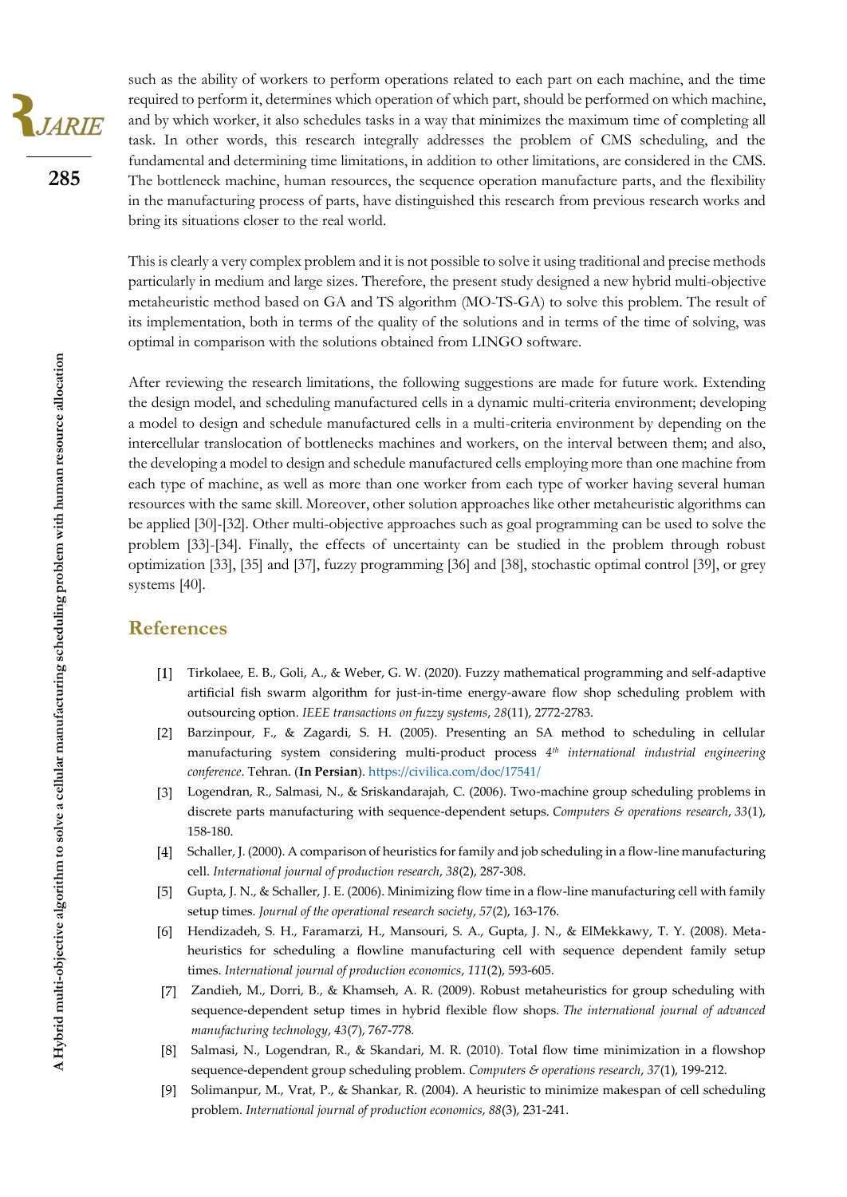such as the ability of workers to perform operations related to each part on each machine, and the time required to perform it, determines which operation of which part, should be performed on which machine, and by which worker, it also schedules tasks in a way that minimizes the maximum time of completing all task. In other words, this research integrally addresses the problem of CMS scheduling, and the fundamental and determining time limitations, in addition to other limitations, are considered in the CMS. The bottleneck machine, human resources, the sequence operation manufacture parts, and the flexibility in the manufacturing process of parts, have distinguished this research from previous research works and bring its situations closer to the real world.

This is clearly a very complex problem and it is not possible to solve it using traditional and precise methods particularly in medium and large sizes. Therefore, the present study designed a new hybrid multi-objective metaheuristic method based on GA and TS algorithm (MO-TS-GA) to solve this problem. The result of its implementation, both in terms of the quality of the solutions and in terms of the time of solving, was optimal in comparison with the solutions obtained from LINGO software.

After reviewing the research limitations, the following suggestions are made for future work. Extending the design model, and scheduling manufactured cells in a dynamic multi-criteria environment; developing a model to design and schedule manufactured cells in a multi-criteria environment by depending on the intercellular translocation of bottlenecks machines and workers, on the interval between them; and also, the developing a model to design and schedule manufactured cells employing more than one machine from each type of machine, as well as more than one worker from each type of worker having several human resources with the same skill. Moreover, other solution approaches like other metaheuristic algorithms can be applied [30]-[32]. Other multi-objective approaches such as goal programming can be used to solve the problem [33]-[34]. Finally, the effects of uncertainty can be studied in the problem through robust optimization [33], [35] and [37], fuzzy programming [36] and [38], stochastic optimal control [39], or grey systems [40].

## References

[1] Tirkolaee, E. B., Goli, A., & Weber, G. W. (2020). Fuzzy mathematical programming and self-adaptive artificial fish swarm algorithm for just-in-time energy-aware flow shop scheduling problem with outsourcing option. *IEEE transactions on fuzzy systems*, *28*(11), 2772-2783.

[2] Barzinpour, F., & Zagardi, S. H. (2005). Presenting an SA method to scheduling in cellular manufacturing system considering multi-product process *4th international industrial engineering conference*. Tehran. (**In Persian**). https://civilica.com/doc/17541/

[3] Logendran, R., Salmasi, N., & Sriskandarajah, C. (2006). Two-machine group scheduling problems in discrete parts manufacturing with sequence-dependent setups. *Computers & operations research*, *33*(1), 158-180.

[4] Schaller, J. (2000). A comparison of heuristics for family and job scheduling in a flow-line manufacturing cell. *International journal of production research*, *38*(2), 287-308.

[5] Gupta, J. N., & Schaller, J. E. (2006). Minimizing flow time in a flow-line manufacturing cell with family setup times. *Journal of the operational research society*, *57*(2), 163-176.

[6] Hendizadeh, S. H., Faramarzi, H., Mansouri, S. A., Gupta, J. N., & ElMekkawy, T. Y. (2008). Meta-heuristics for scheduling a flowline manufacturing cell with sequence dependent family setup times. *International journal of production economics*, *111*(2), 593-605.

[7] Zandieh, M., Dorri, B., & Khamseh, A. R. (2009). Robust metaheuristics for group scheduling with sequence-dependent setup times in hybrid flexible flow shops. *The international journal of advanced manufacturing technology*, *43*(7), 767-778.

[8] Salmasi, N., Logendran, R., & Skandari, M. R. (2010). Total flow time minimization in a flowshop sequence-dependent group scheduling problem. *Computers & operations research*, *37*(1), 199-212.

[9] Solimanpur, M., Vrat, P., & Shankar, R. (2004). A heuristic to minimize makespan of cell scheduling problem. *International journal of production economics*, *88*(3), 231-241.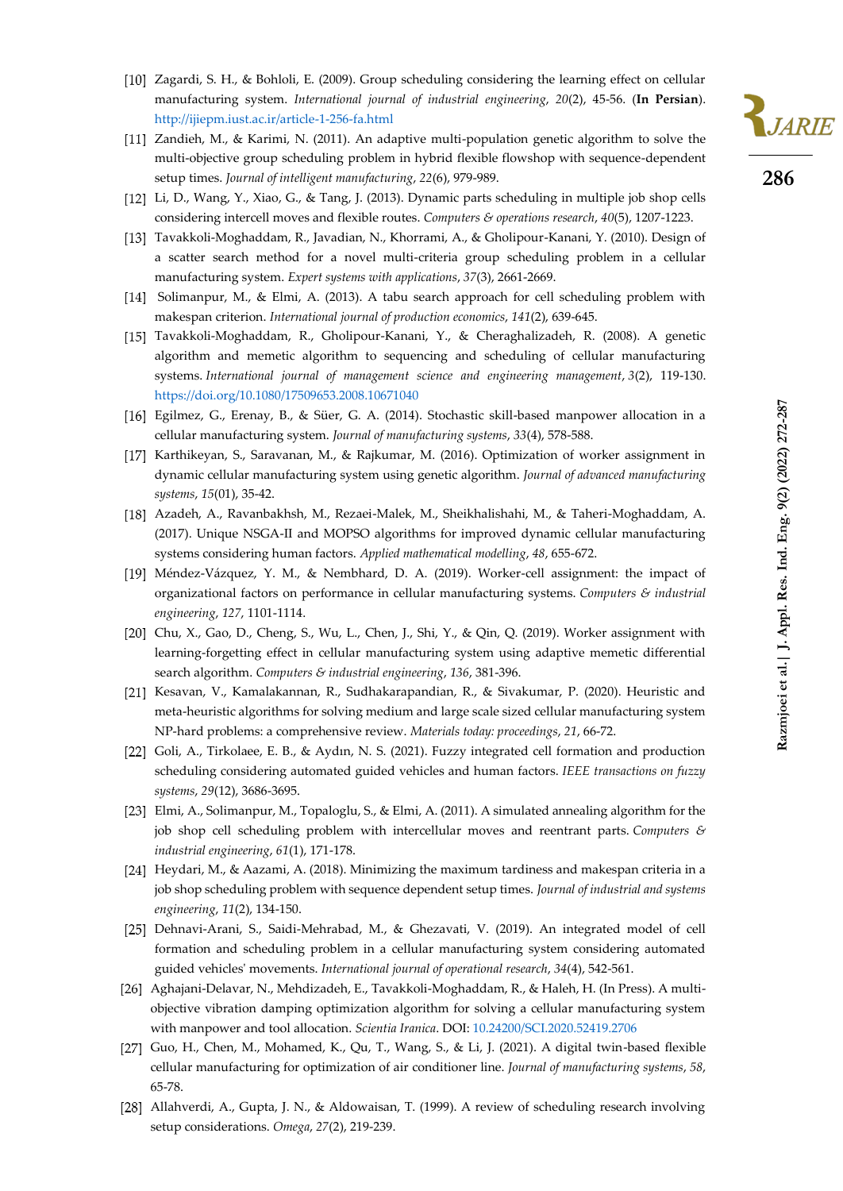[10] Zagardi, S. H., & Bohloli, E. (2009). Group scheduling considering the learning effect on cellular manufacturing system. *International journal of industrial engineering*, *20*(2), 45-56. (**In Persian**). http://ijiepm.iust.ac.ir/article-1-256-fa.html

[11] Zandieh, M., & Karimi, N. (2011). An adaptive multi-population genetic algorithm to solve the multi-objective group scheduling problem in hybrid flexible flowshop with sequence-dependent setup times. *Journal of intelligent manufacturing*, *22*(6), 979-989.

[12] Li, D., Wang, Y., Xiao, G., & Tang, J. (2013). Dynamic parts scheduling in multiple job shop cells considering intercell moves and flexible routes. *Computers & operations research*, *40*(5), 1207-1223.

[13] Tavakkoli-Moghaddam, R., Javadian, N., Khorrami, A., & Gholipour-Kanani, Y. (2010). Design of a scatter search method for a novel multi-criteria group scheduling problem in a cellular manufacturing system. *Expert systems with applications*, *37*(3), 2661-2669.

[14] Solimanpur, M., & Elmi, A. (2013). A tabu search approach for cell scheduling problem with makespan criterion. *International journal of production economics*, *141*(2), 639-645.

[15] Tavakkoli-Moghaddam, R., Gholipour-Kanani, Y., & Cheraghalizadeh, R. (2008). A genetic algorithm and memetic algorithm to sequencing and scheduling of cellular manufacturing systems. *International journal of management science and engineering management*, *3*(2), 119-130. https://doi.org/10.1080/17509653.2008.10671040

[16] Egilmez, G., Erenay, B., & Süer, G. A. (2014). Stochastic skill-based manpower allocation in a cellular manufacturing system. *Journal of manufacturing systems*, *33*(4), 578-588.

[17] Karthikeyan, S., Saravanan, M., & Rajkumar, M. (2016). Optimization of worker assignment in dynamic cellular manufacturing system using genetic algorithm. *Journal of advanced manufacturing systems*, *15*(01), 35-42.

[18] Azadeh, A., Ravanbakhsh, M., Rezaei-Malek, M., Sheikhalishahi, M., & Taheri-Moghaddam, A. (2017). Unique NSGA-II and MOPSO algorithms for improved dynamic cellular manufacturing systems considering human factors. *Applied mathematical modelling*, *48*, 655-672.

[19] Méndez-Vázquez, Y. M., & Nembhard, D. A. (2019). Worker-cell assignment: the impact of organizational factors on performance in cellular manufacturing systems. *Computers & industrial engineering*, *127*, 1101-1114.

[20] Chu, X., Gao, D., Cheng, S., Wu, L., Chen, J., Shi, Y., & Qin, Q. (2019). Worker assignment with learning-forgetting effect in cellular manufacturing system using adaptive memetic differential search algorithm. *Computers & industrial engineering*, *136*, 381-396.

[21] Kesavan, V., Kamalakannan, R., Sudhakarapandian, R., & Sivakumar, P. (2020). Heuristic and meta-heuristic algorithms for solving medium and large scale sized cellular manufacturing system NP-hard problems: a comprehensive review. *Materials today: proceedings*, *21*, 66-72.

[22] Goli, A., Tirkolaee, E. B., & Aydın, N. S. (2021). Fuzzy integrated cell formation and production scheduling considering automated guided vehicles and human factors. *IEEE transactions on fuzzy systems*, *29*(12), 3686-3695.

[23] Elmi, A., Solimanpur, M., Topaloglu, S., & Elmi, A. (2011). A simulated annealing algorithm for the job shop cell scheduling problem with intercellular moves and reentrant parts. *Computers & industrial engineering*, *61*(1), 171-178.

[24] Heydari, M., & Aazami, A. (2018). Minimizing the maximum tardiness and makespan criteria in a job shop scheduling problem with sequence dependent setup times. *Journal of industrial and systems engineering*, *11*(2), 134-150.

[25] Dehnavi-Arani, S., Saidi-Mehrabad, M., & Ghezavati, V. (2019). An integrated model of cell formation and scheduling problem in a cellular manufacturing system considering automated guided vehicles' movements. *International journal of operational research*, *34*(4), 542-561.

[26] Aghajani-Delavar, N., Mehdizadeh, E., Tavakkoli-Moghaddam, R., & Haleh, H. (In Press). A multi-objective vibration damping optimization algorithm for solving a cellular manufacturing system with manpower and tool allocation. *Scientia Iranica*. DOI: 10.24200/SCI.2020.52419.2706

[27] Guo, H., Chen, M., Mohamed, K., Qu, T., Wang, S., & Li, J. (2021). A digital twin-based flexible cellular manufacturing for optimization of air conditioner line. *Journal of manufacturing systems*, *58*, 65-78.

[28] Allahverdi, A., Gupta, J. N., & Aldowaisan, T. (1999). A review of scheduling research involving setup considerations. *Omega*, *27*(2), 219-239.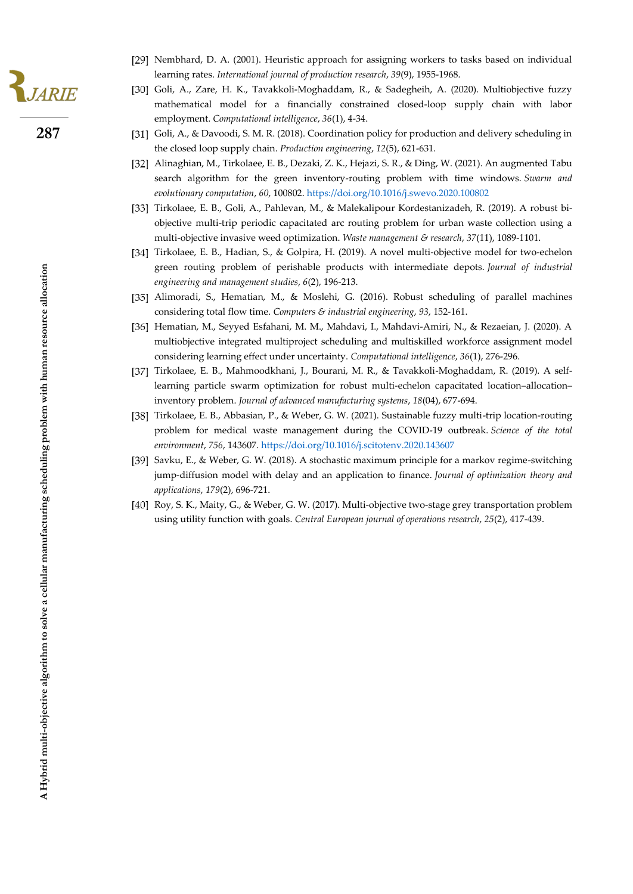[29] Nembhard, D. A. (2001). Heuristic approach for assigning workers to tasks based on individual learning rates. *International journal of production research*, *39*(9), 1955-1968.

[30] Goli, A., Zare, H. K., Tavakkoli-Moghaddam, R., & Sadegheih, A. (2020). Multiobjective fuzzy mathematical model for a financially constrained closed-loop supply chain with labor employment. *Computational intelligence*, *36*(1), 4-34.

[31] Goli, A., & Davoodi, S. M. R. (2018). Coordination policy for production and delivery scheduling in the closed loop supply chain. *Production engineering*, *12*(5), 621-631.

[32] Alinaghian, M., Tirkolaee, E. B., Dezaki, Z. K., Hejazi, S. R., & Ding, W. (2021). An augmented Tabu search algorithm for the green inventory-routing problem with time windows. *Swarm and evolutionary computation*, *60*, 100802. https://doi.org/10.1016/j.swevo.2020.100802

[33] Tirkolaee, E. B., Goli, A., Pahlevan, M., & Malekalipour Kordestanizadeh, R. (2019). A robust bi-objective multi-trip periodic capacitated arc routing problem for urban waste collection using a multi-objective invasive weed optimization. *Waste management & research*, *37*(11), 1089-1101.

[34] Tirkolaee, E. B., Hadian, S., & Golpira, H. (2019). A novel multi-objective model for two-echelon green routing problem of perishable products with intermediate depots. *Journal of industrial engineering and management studies*, *6*(2), 196-213.

[35] Alimoradi, S., Hematian, M., & Moslehi, G. (2016). Robust scheduling of parallel machines considering total flow time. *Computers & industrial engineering*, *93*, 152-161.

[36] Hematian, M., Seyyed Esfahani, M. M., Mahdavi, I., Mahdavi-Amiri, N., & Rezaeian, J. (2020). A multiobjective integrated multiproject scheduling and multiskilled workforce assignment model considering learning effect under uncertainty. *Computational intelligence*, *36*(1), 276-296.

[37] Tirkolaee, E. B., Mahmoodkhani, J., Bourani, M. R., & Tavakkoli-Moghaddam, R. (2019). A self-learning particle swarm optimization for robust multi-echelon capacitated location–allocation–inventory problem. *Journal of advanced manufacturing systems*, *18*(04), 677-694.

[38] Tirkolaee, E. B., Abbasian, P., & Weber, G. W. (2021). Sustainable fuzzy multi-trip location-routing problem for medical waste management during the COVID-19 outbreak. *Science of the total environment*, *756*, 143607. https://doi.org/10.1016/j.scitotenv.2020.143607

[39] Savku, E., & Weber, G. W. (2018). A stochastic maximum principle for a markov regime-switching jump-diffusion model with delay and an application to finance. *Journal of optimization theory and applications*, *179*(2), 696-721.

[40] Roy, S. K., Maity, G., & Weber, G. W. (2017). Multi-objective two-stage grey transportation problem using utility function with goals. *Central European journal of operations research*, *25*(2), 417-439.